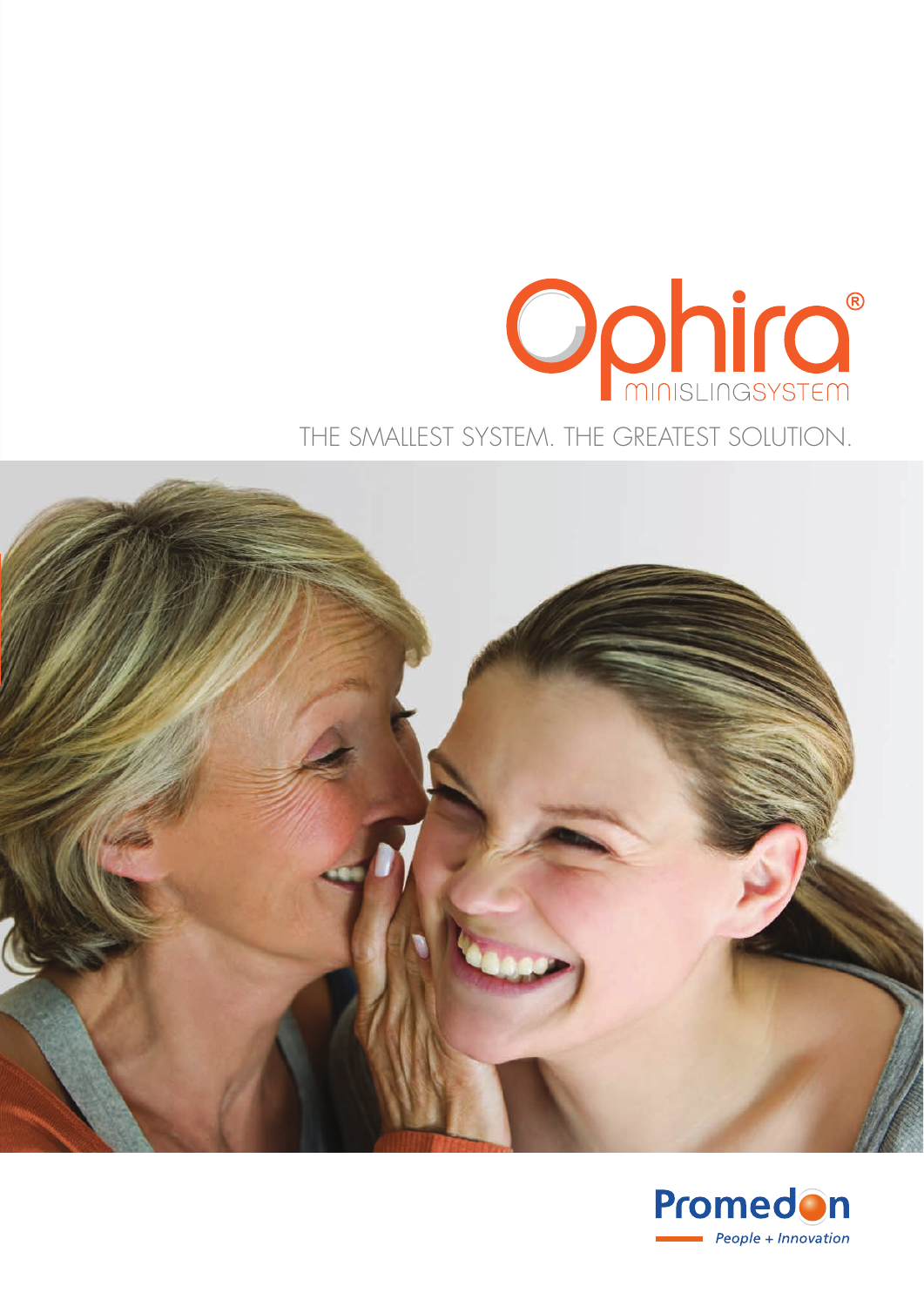# Ophira®

MINISLINGSYSTEM

THE SMALLEST SYSTEM. THE GREATEST SOLUTION.

Promedon

*People + Innovation*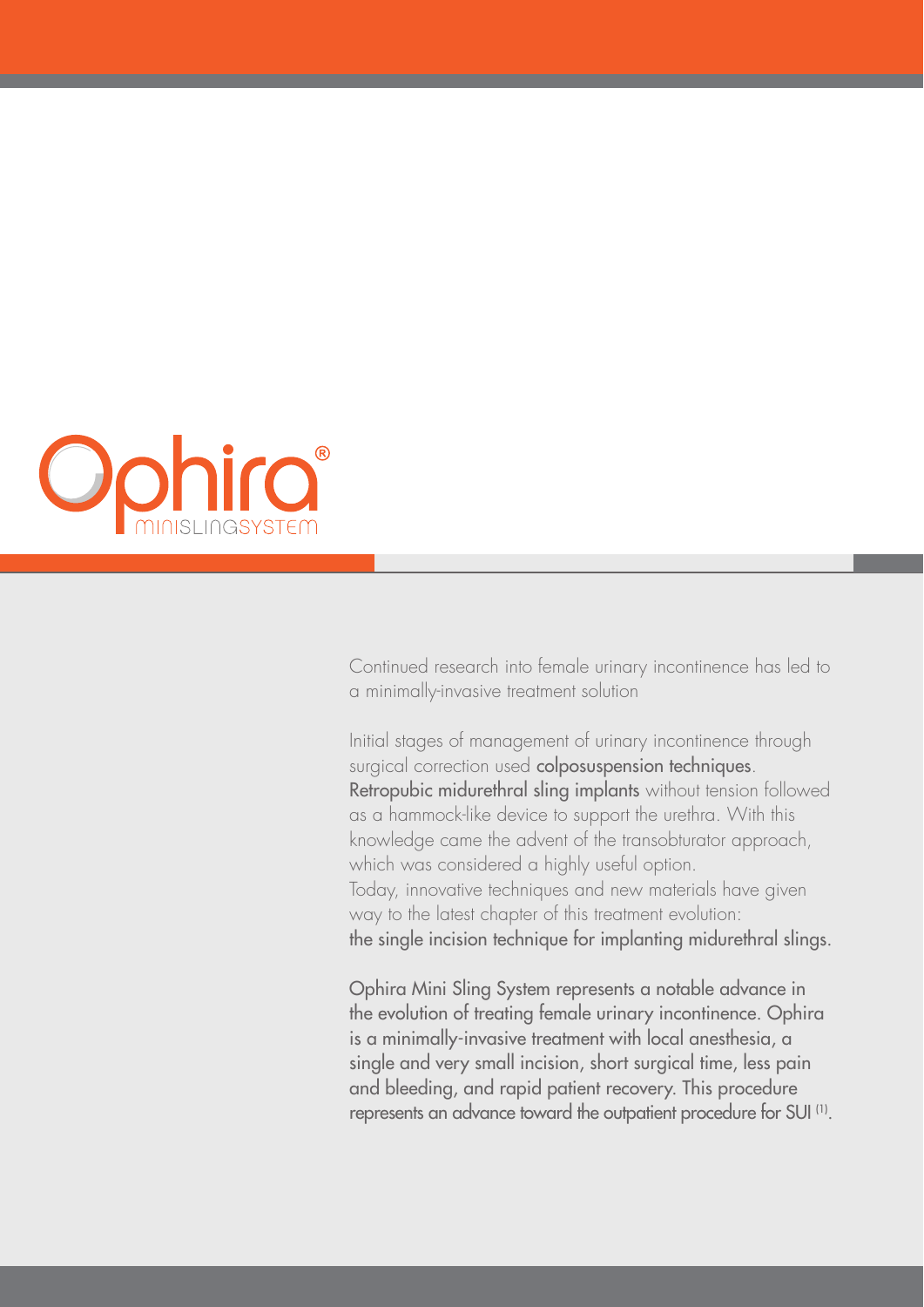# Ophira®

MINISLINGSYSTEM

Continued research into female urinary incontinence has led to a minimally-invasive treatment solution

Initial stages of management of urinary incontinence through surgical correction used **colposuspension techniques**. **Retropubic midurethral sling implants** without tension followed as a hammock-like device to support the urethra. With this knowledge came the advent of the transobturator approach, which was considered a highly useful option.
Today, innovative techniques and new materials have given way to the latest chapter of this treatment evolution:
**the single incision technique for implanting midurethral slings.**

**Ophira Mini Sling System represents a notable advance in the evolution of treating female urinary incontinence. Ophira is a minimally-invasive treatment with local anesthesia, a single and very small incision, short surgical time, less pain and bleeding, and rapid patient recovery. This procedure represents an advance toward the outpatient procedure for SUI [1].**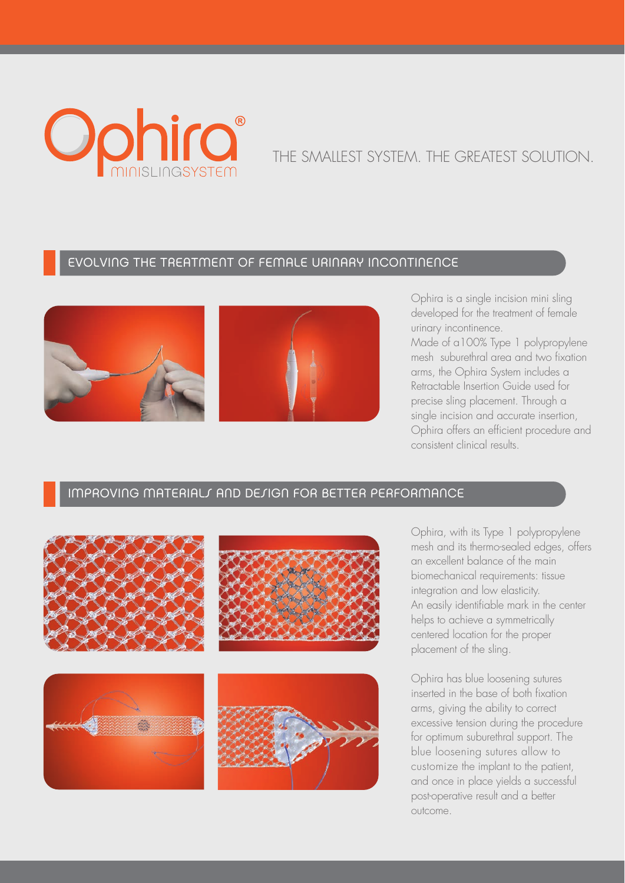# Ophira® MINISLINGSYSTEM

THE SMALLEST SYSTEM. THE GREATEST SOLUTION.

## EVOLVING THE TREATMENT OF FEMALE URINARY INCONTINENCE

Ophira is a single incision mini sling developed for the treatment of female urinary incontinence.
Made of a 100% Type 1 polypropylene mesh suburethral area and two fixation arms, the Ophira System includes a Retractable Insertion Guide used for precise sling placement. Through a single incision and accurate insertion, Ophira offers an efficient procedure and consistent clinical results.

## IMPROVING MATERIALS AND DESIGN FOR BETTER PERFORMANCE

Ophira, with its Type 1 polypropylene mesh and its thermo-sealed edges, offers an excellent balance of the main biomechanical requirements: tissue integration and low elasticity.
An easily identifiable mark in the center helps to achieve a symmetrically centered location for the proper placement of the sling.

Ophira has blue loosening sutures inserted in the base of both fixation arms, giving the ability to correct excessive tension during the procedure for optimum suburethral support. The blue loosening sutures allow to customize the implant to the patient, and once in place yields a successful post-operative result and a better outcome.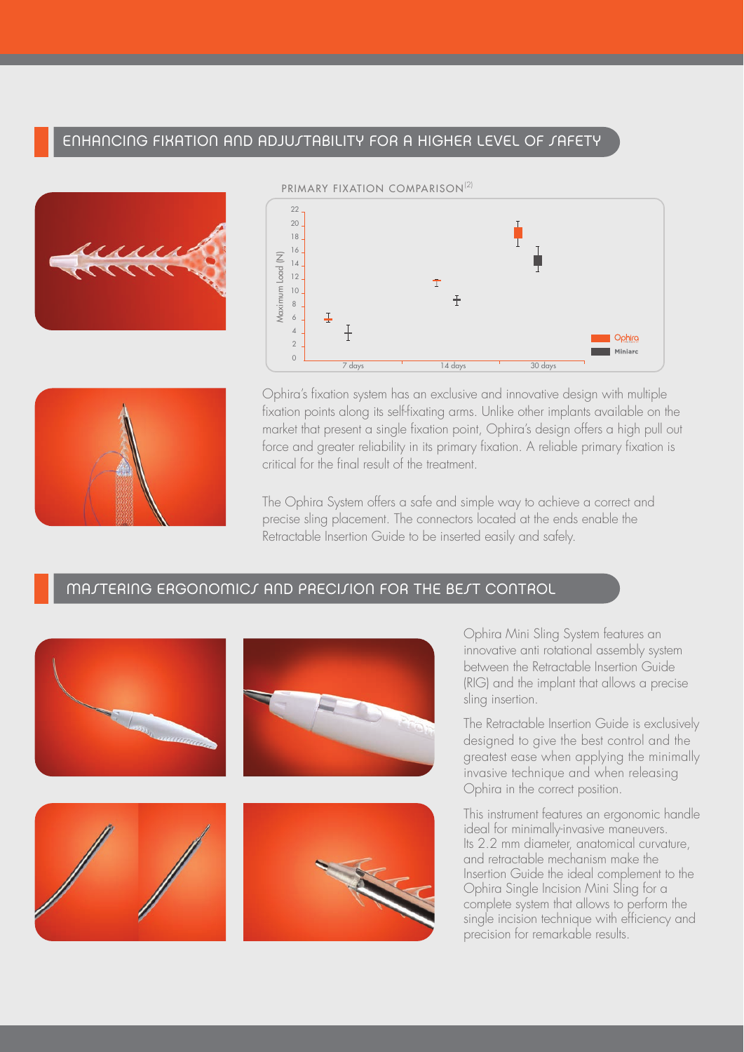## ENHANCING FIXATION AND ADJUSTABILITY FOR A HIGHER LEVEL OF SAFETY

PRIMARY FIXATION COMPARISON[2]

Ophira's fixation system has an exclusive and innovative design with multiple fixation points along its self-fixating arms. Unlike other implants available on the market that present a single fixation point, Ophira's design offers a high pull out force and greater reliability in its primary fixation. A reliable primary fixation is critical for the final result of the treatment.

The Ophira System offers a safe and simple way to achieve a correct and precise sling placement. The connectors located at the ends enable the Retractable Insertion Guide to be inserted easily and safely.

## MASTERING ERGONOMICS AND PRECISION FOR THE BEST CONTROL

Ophira Mini Sling System features an innovative anti rotational assembly system between the Retractable Insertion Guide (RIG) and the implant that allows a precise sling insertion.

The Retractable Insertion Guide is exclusively designed to give the best control and the greatest ease when applying the minimally invasive technique and when releasing Ophira in the correct position.

This instrument features an ergonomic handle ideal for minimally-invasive maneuvers. Its 2.2 mm diameter, anatomical curvature, and retractable mechanism make the Insertion Guide the ideal complement to the Ophira Single Incision Mini Sling for a complete system that allows to perform the single incision technique with efficiency and precision for remarkable results.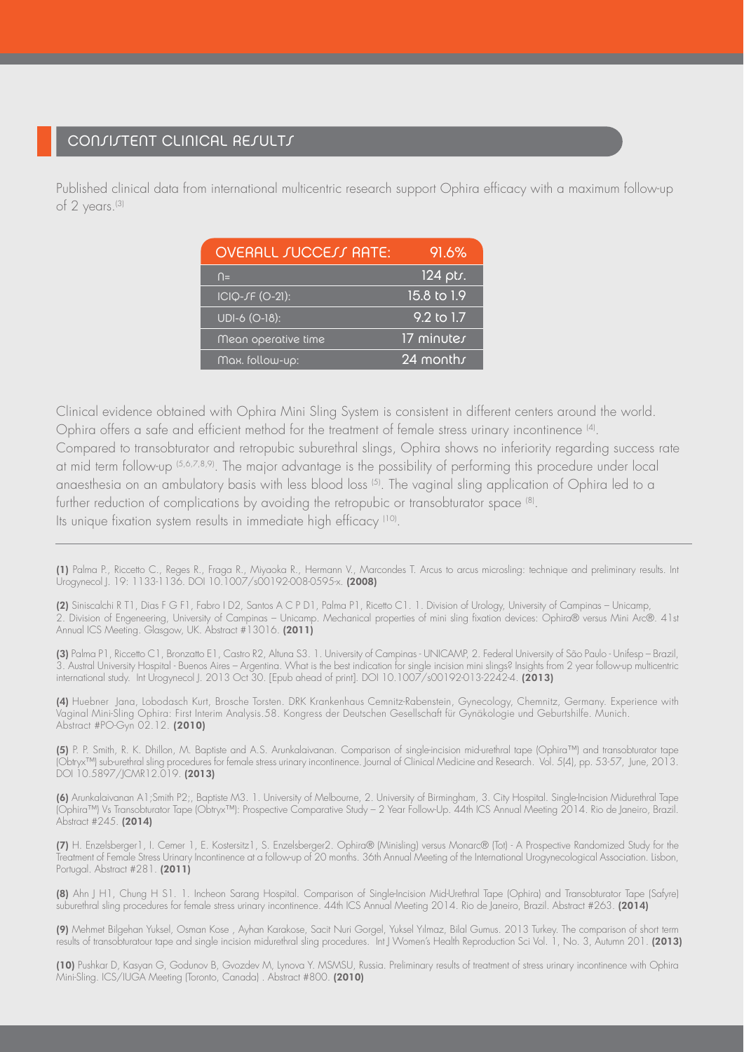## CONSISTENT CLINICAL RESULTS

Published clinical data from international multicentric research support Ophira efficacy with a maximum follow-up of 2 years.[3]

| OVERALL SUCCESS RATE: | 91.6% |
|---|---|
| n= | 124 pts. |
| ICIQ-SF (0-21): | 15.8 to 1.9 |
| UDI-6 (0-18): | 9.2 to 1.7 |
| Mean operative time | 17 minutes |
| Max. follow-up: | 24 months |

Clinical evidence obtained with Ophira Mini Sling System is consistent in different centers around the world. Ophira offers a safe and efficient method for the treatment of female stress urinary incontinence [4].
Compared to transobturator and retropubic suburethral slings, Ophira shows no inferiority regarding success rate at mid term follow-up [5,6,7,8,9]. The major advantage is the possibility of performing this procedure under local anaesthesia on an ambulatory basis with less blood loss [5]. The vaginal sling application of Ophira led to a further reduction of complications by avoiding the retropubic or transobturator space [8].
Its unique fixation system results in immediate high efficacy [10].

---

**(1)** Palma P., Riccetto C., Reges R., Fraga R., Miyaoka R., Hermann V., Marcondes T. Arcus to arcus microsling: technique and preliminary results. Int Urogynecol J. 19: 1133-1136. DOI 10.1007/s00192-008-0595-x. **(2008)**

**(2)** Siniscalchi R T1, Dias F G F1, Fabro I D2, Santos A C P D1, Palma P1, Ricetto C1. 1. Division of Urology, University of Campinas – Unicamp, 2. Division of Engeneering, University of Campinas – Unicamp. Mechanical properties of mini sling fixation devices: Ophira® versus Mini Arc®. 41st Annual ICS Meeting. Glasgow, UK. Abstract #13016. **(2011)**

**(3)** Palma P1, Riccetto C1, Bronzatto E1, Castro R2, Altuna S3. 1. University of Campinas - UNICAMP, 2. Federal University of São Paulo - Unifesp – Brazil, 3. Austral University Hospital - Buenos Aires – Argentina. What is the best indication for single incision mini slings? Insights from 2 year follow-up multicentric international study. Int Urogynecol J. 2013 Oct 30. [Epub ahead of print]. DOI 10.1007/s00192-013-2242-4. **(2013)**

**(4)** Huebner Jana, Lobodasch Kurt, Brosche Torsten. DRK Krankenhaus Cemnitz-Rabenstein, Gynecology, Chemnitz, Germany. Experience with Vaginal Mini-Sling Ophira: First Interim Analysis.58. Kongress der Deutschen Gesellschaft für Gynäkologie und Geburtshilfe. Munich. Abstract #PO-Gyn 02.12. **(2010)**

**(5)** P. P. Smith, R. K. Dhillon, M. Baptiste and A.S. Arunkalaivanan. Comparison of single-incision mid-urethral tape (Ophira™) and transobturator tape (Obtryx™) sub-urethral sling procedures for female stress urinary incontinence. Journal of Clinical Medicine and Research. Vol. 5(4), pp. 53-57, June, 2013. DOI 10.5897/JCMR12.019. **(2013)**

**(6)** Arunkalaivanan A1;Smith P2;, Baptiste M3. 1. University of Melbourne, 2. University of Birmingham, 3. City Hospital. Single-Incision Midurethral Tape (Ophira™) Vs Transobturator Tape (Obtryx™): Prospective Comparative Study – 2 Year Follow-Up. 44th ICS Annual Meeting 2014. Rio de Janeiro, Brazil. Abstract #245. **(2014)**

**(7)** H. Enzelsberger1, I. Cemer 1, E. Kostersitz1, S. Enzelsberger2. Ophira® (Minisling) versus Monarc® (Tot) - A Prospective Randomized Study for the Treatment of Female Stress Urinary Incontinence at a follow-up of 20 months. 36th Annual Meeting of the International Urogynecological Association. Lisbon, Portugal. Abstract #281. **(2011)**

**(8)** Ahn J H1, Chung H S1. 1. Incheon Sarang Hospital. Comparison of Single-Incision Mid-Urethral Tape (Ophira) and Transobturator Tape (Safyre) suburethral sling procedures for female stress urinary incontinence. 44th ICS Annual Meeting 2014. Rio de Janeiro, Brazil. Abstract #263. **(2014)**

**(9)** Mehmet Bilgehan Yuksel, Osman Kose , Ayhan Karakose, Sacit Nuri Gorgel, Yuksel Yilmaz, Bilal Gumus. 2013 Turkey. The comparison of short term results of transobturatour tape and single incision midurethral sling procedures. Int J Women's Health Reproduction Sci Vol. 1, No. 3, Autumn 201. **(2013)**

**(10)** Pushkar D, Kasyan G, Godunov B, Gvozdev M, Lynova Y. MSMSU, Russia. Preliminary results of treatment of stress urinary incontinence with Ophira Mini-Sling. ICS/IUGA Meeting (Toronto, Canada) . Abstract #800. **(2010)**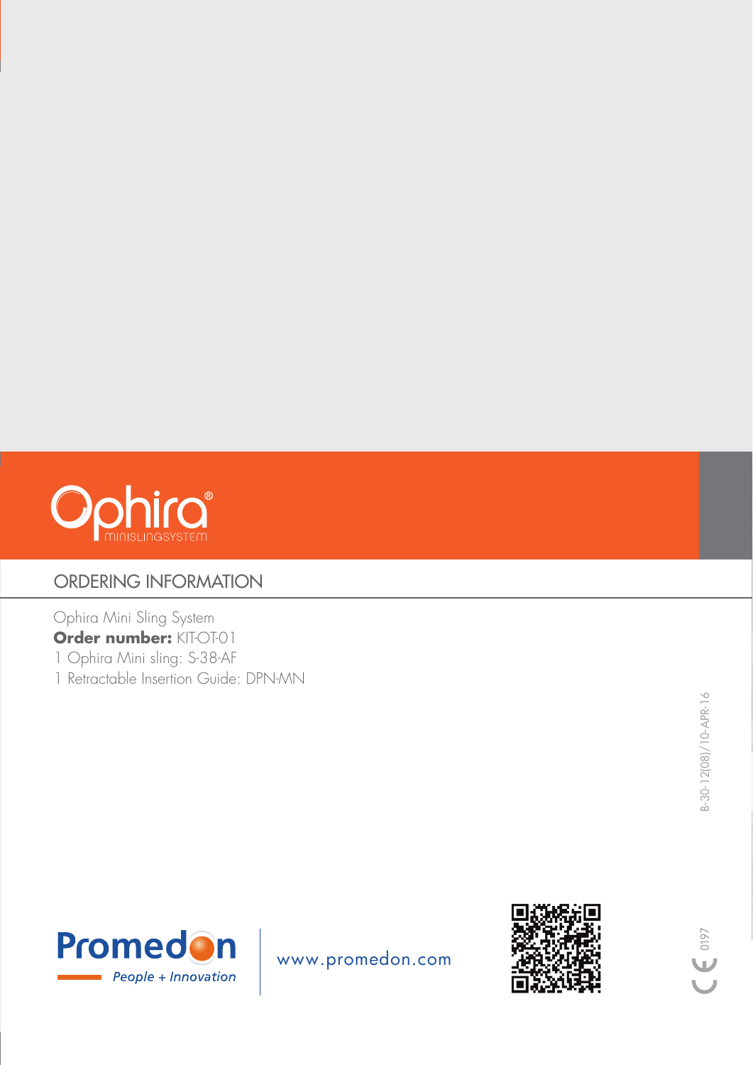Ophira®

MINISLINGSYSTEM

## ORDERING INFORMATION

Ophira Mini Sling System

**Order number:** KIT-OT-01

1 Ophira Mini sling: S-38-AF

1 Retractable Insertion Guide: DPN-MN

B-30-12(08)/10-APR-16

Promedon

People + Innovation

www.promedon.com

CE 0197